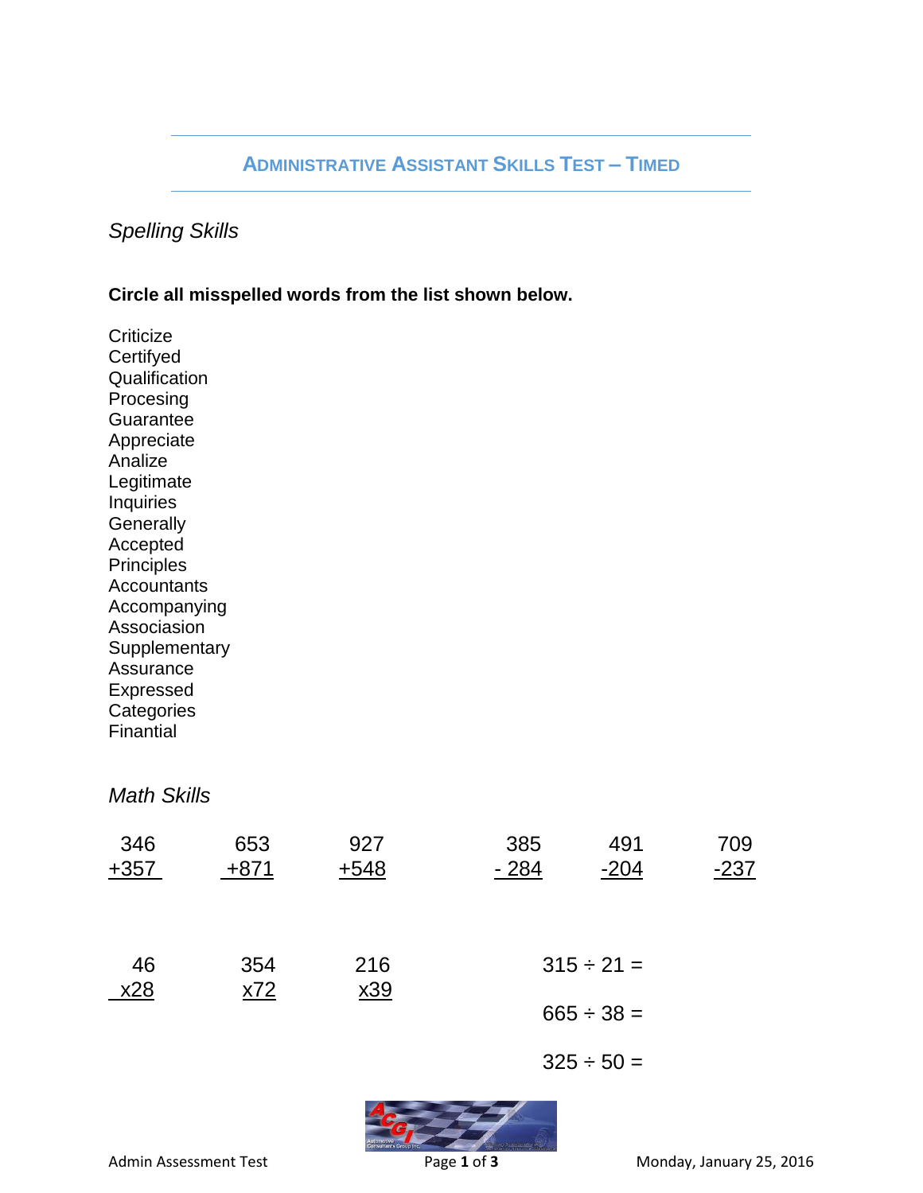# Administrative Assistant Skills Test – Timed

## *Spelling Skills*

**Circle all misspelled words from the list shown below.**

Criticize
Certifyed
Qualification
Procesing
Guarantee
Appreciate
Analize
Legitimate
Inquiries
Generally
Accepted
Principles
Accountants
Accompanying
Associasion
Supplementary
Assurance
Expressed
Categories
Finantial

## *Math Skills*

| | | | | | |
|---|---|---|---|---|---|
| 346 | 653 | 927 | 385 | 491 | 709 |
| +357 | +871 | +548 | - 284 | -204 | -237 |

| | | |
|---|---|---|
| 46 | 354 | 216 |
| x28 | x72 | x39 |

$315 \div 21 =$

$665 \div 38 =$

$325 \div 50 =$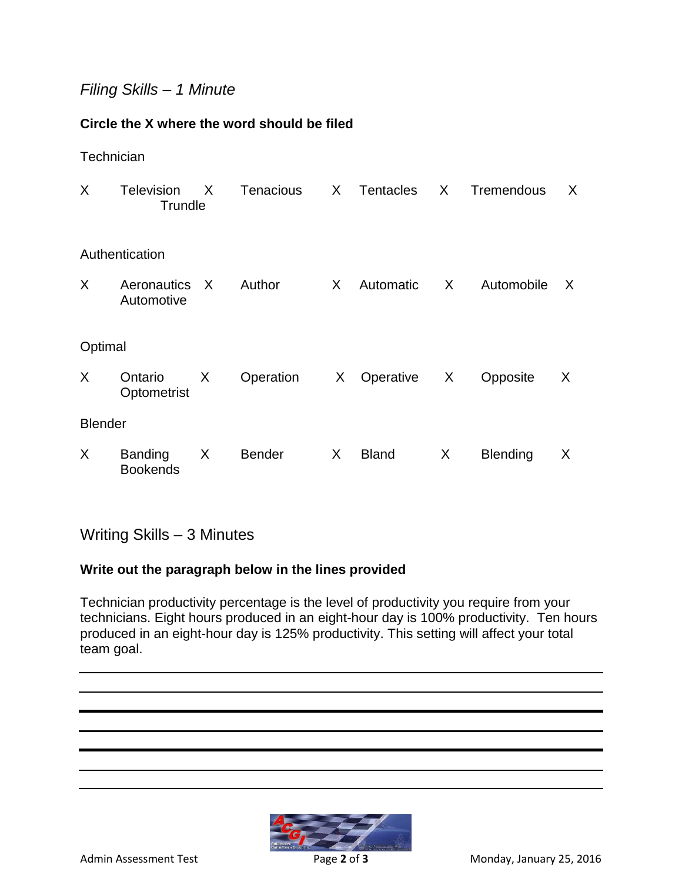## *Filing Skills – 1 Minute*

**Circle the X where the word should be filed**

Technician

X Television X Tenacious X Tentacles X Tremendous X Trundle

Authentication

X Aeronautics X Author X Automatic X Automobile X Automotive

Optimal

X Ontario X Operation X Operative X Opposite X Optometrist

Blender

X Banding X Bender X Bland X Blending X Bookends

## Writing Skills – 3 Minutes

**Write out the paragraph below in the lines provided**

Technician productivity percentage is the level of productivity you require from your technicians. Eight hours produced in an eight-hour day is 100% productivity. Ten hours produced in an eight-hour day is 125% productivity. This setting will affect your total team goal.

---

---

---

---

---

---

---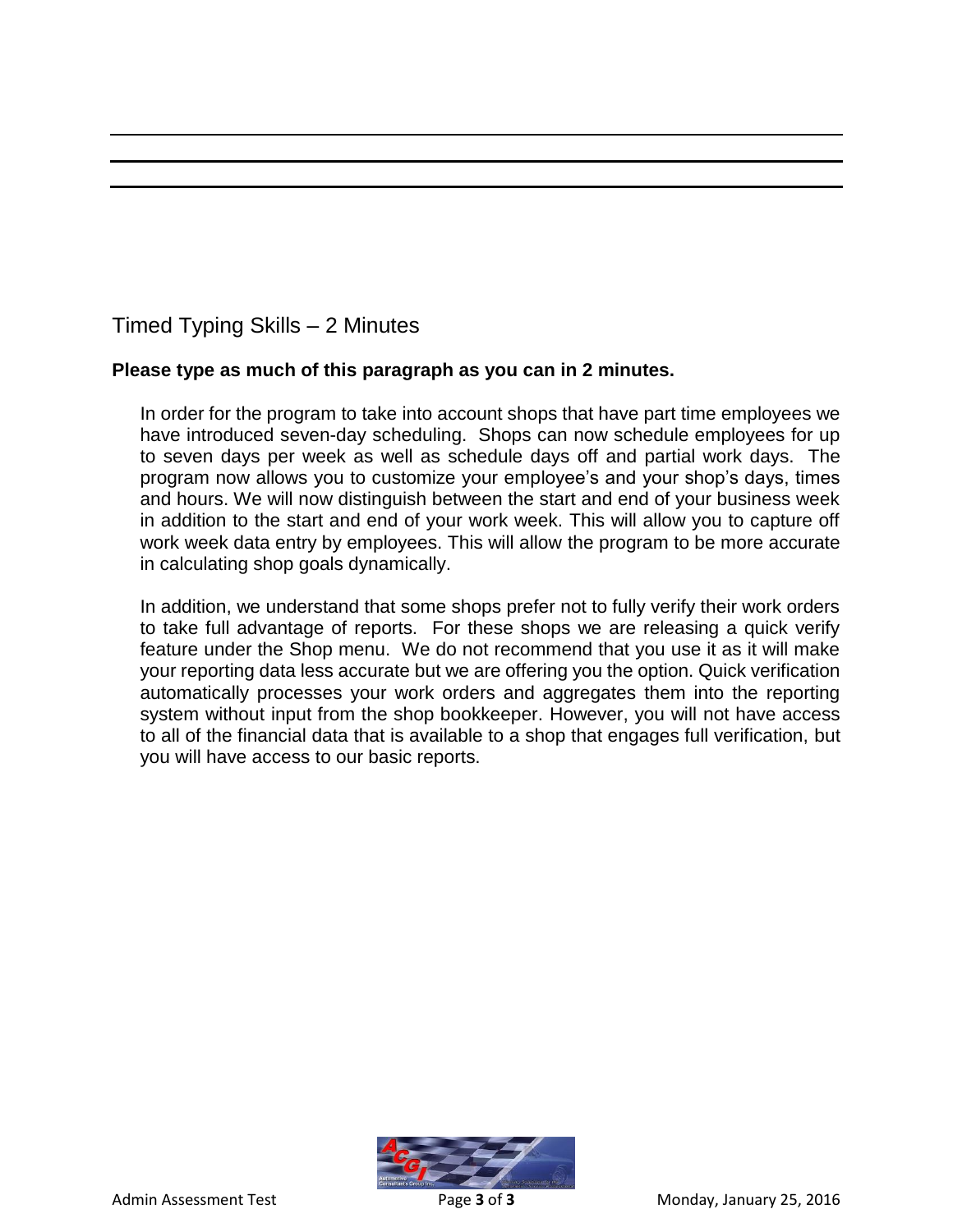## Timed Typing Skills – 2 Minutes

**Please type as much of this paragraph as you can in 2 minutes.**

In order for the program to take into account shops that have part time employees we have introduced seven-day scheduling. Shops can now schedule employees for up to seven days per week as well as schedule days off and partial work days. The program now allows you to customize your employee's and your shop's days, times and hours. We will now distinguish between the start and end of your business week in addition to the start and end of your work week. This will allow you to capture off work week data entry by employees. This will allow the program to be more accurate in calculating shop goals dynamically.

In addition, we understand that some shops prefer not to fully verify their work orders to take full advantage of reports. For these shops we are releasing a quick verify feature under the Shop menu. We do not recommend that you use it as it will make your reporting data less accurate but we are offering you the option. Quick verification automatically processes your work orders and aggregates them into the reporting system without input from the shop bookkeeper. However, you will not have access to all of the financial data that is available to a shop that engages full verification, but you will have access to our basic reports.